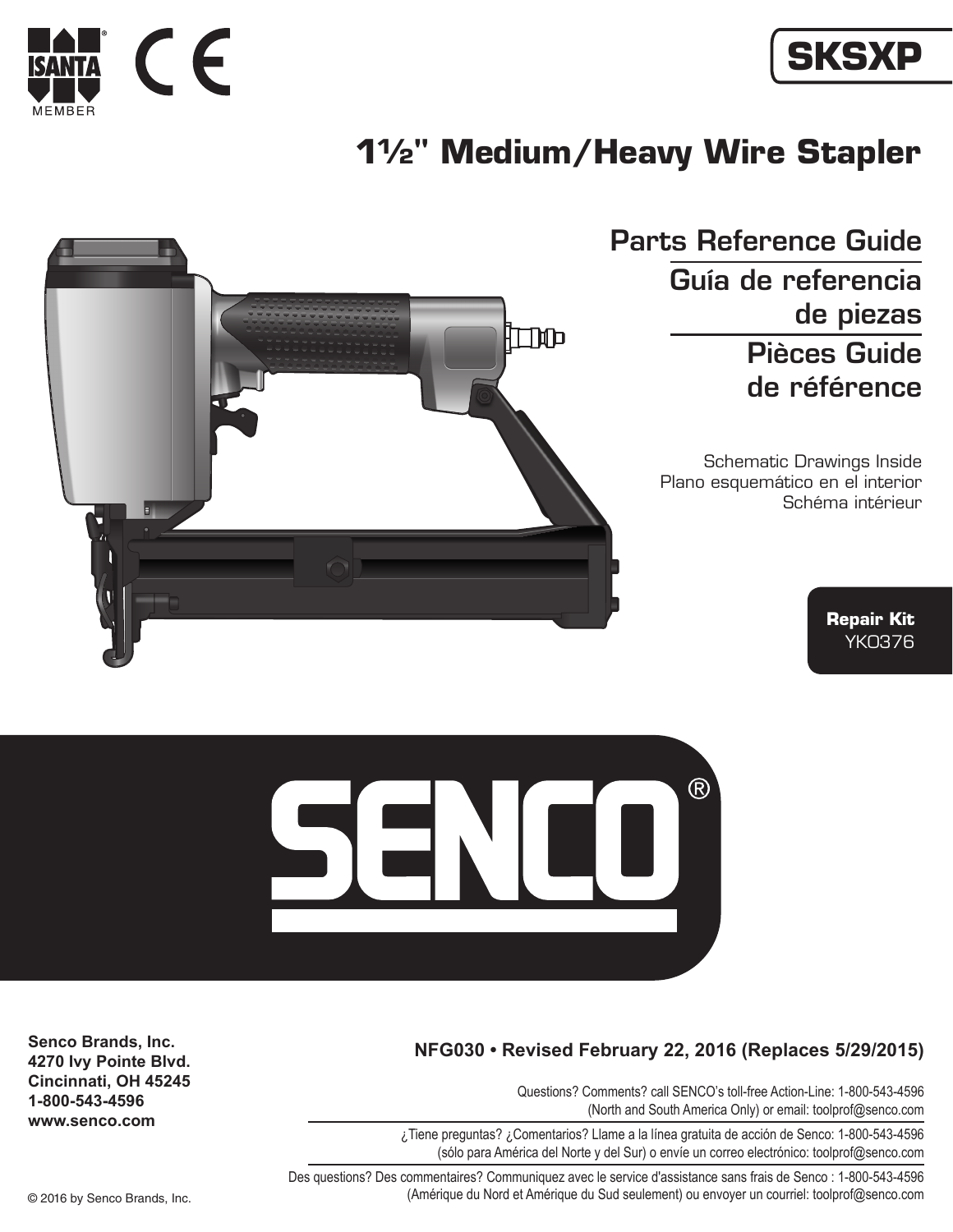# SKSXP

## 1½" Medium/Heavy Wire Stapler

## Parts Reference Guide

## Guía de referencia de piezas

## Pièces Guide de référence

Schematic Drawings Inside
Plano esquemático en el interior
Schéma intérieur

**Repair Kit**
YK0376

SENCO®

**Senco Brands, Inc.**
**4270 Ivy Pointe Blvd.**
**Cincinnati, OH 45245**
**1-800-543-4596**
**www.senco.com**

**NFG030 • Revised February 22, 2016 (Replaces 5/29/2015)**

Questions? Comments? call SENCO's toll-free Action-Line: 1-800-543-4596 (North and South America Only) or email: toolprof@senco.com

¿Tiene preguntas? ¿Comentarios? Llame a la línea gratuita de acción de Senco: 1-800-543-4596 (sólo para América del Norte y del Sur) o envíe un correo electrónico: toolprof@senco.com

Des questions? Des commentaires? Communiquez avec le service d'assistance sans frais de Senco : 1-800-543-4596 (Amérique du Nord et Amérique du Sud seulement) ou envoyer un courriel: toolprof@senco.com

© 2016 by Senco Brands, Inc.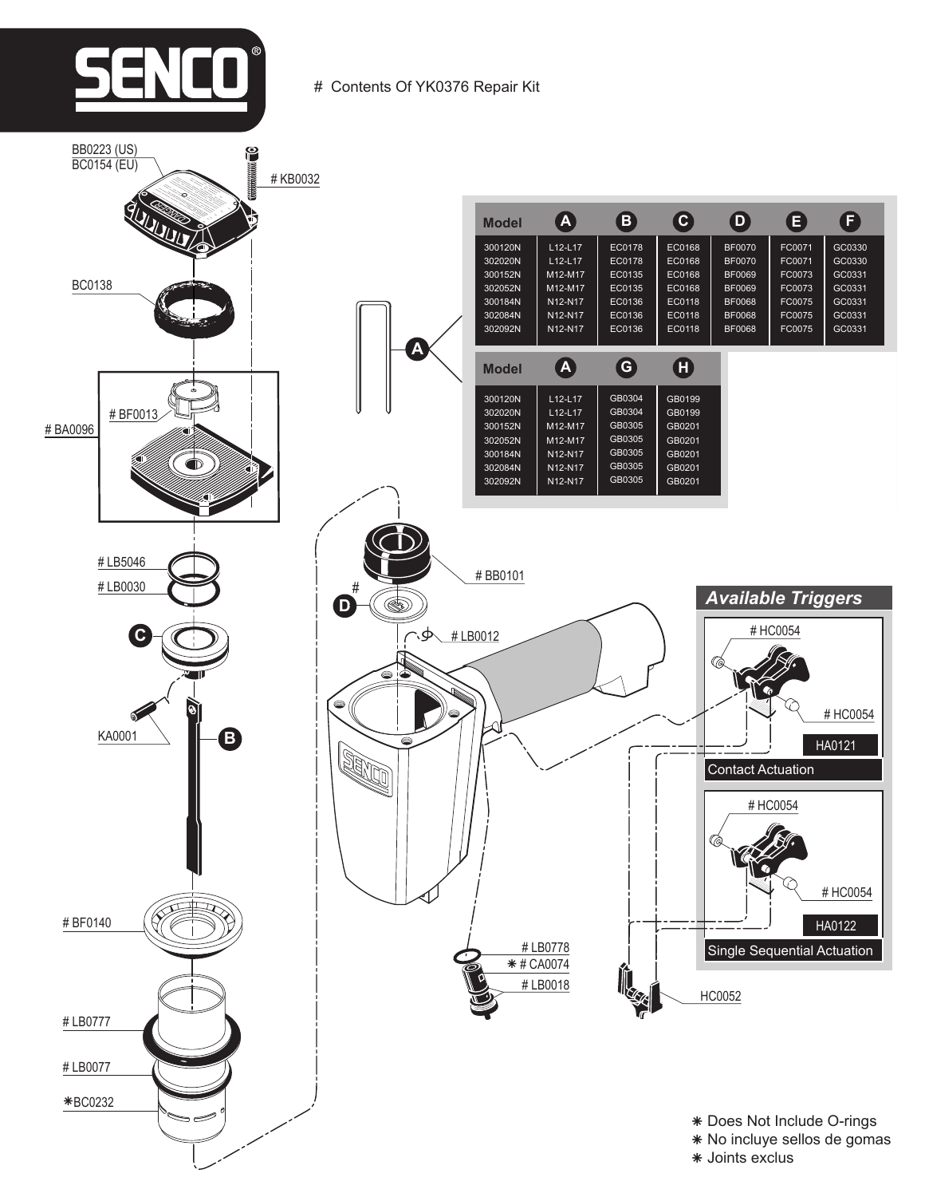# Contents Of YK0376 Repair Kit

| Model | A | B | C | D | E | F |
|---|---|---|---|---|---|---|
| 300120N | L12-L17 | EC0178 | EC0168 | BF0070 | FC0071 | GC0330 |
| 302020N | L12-L17 | EC0178 | EC0168 | BF0070 | FC0071 | GC0330 |
| 300152N | M12-M17 | EC0135 | EC0168 | BF0069 | FC0073 | GC0331 |
| 302052N | M12-M17 | EC0135 | EC0168 | BF0069 | FC0073 | GC0331 |
| 300184N | N12-N17 | EC0136 | EC0118 | BF0068 | FC0075 | GC0331 |
| 302084N | N12-N17 | EC0136 | EC0118 | BF0068 | FC0075 | GC0331 |
| 302092N | N12-N17 | EC0136 | EC0118 | BF0068 | FC0075 | GC0331 |

| Model | A | G | H |
|---|---|---|---|
| 300120N | L12-L17 | GB0304 | GB0199 |
| 302020N | L12-L17 | GB0304 | GB0199 |
| 300152N | M12-M17 | GB0305 | GB0201 |
| 302052N | M12-M17 | GB0305 | GB0201 |
| 300184N | N12-N17 | GB0305 | GB0201 |
| 302084N | N12-N17 | GB0305 | GB0201 |
| 302092N | N12-N17 | GB0305 | GB0201 |

BB0223 (US)
BC0154 (EU)
# KB0032
BC0138
# BF0013
# BA0096
# LB5046
# LB0030
C
KA0001
B
# BF0140
# LB0777
# LB0077
✱BC0232
A
# BB0101
# D
# LB0012
# LB0778
✱ # CA0074
# LB0018
HC0052

## Available Triggers

# HC0054
# HC0054
HA0121
Contact Actuation

# HC0054
# HC0054
HA0122
Single Sequential Actuation

✱ Does Not Include O-rings
✱ No incluye sellos de gomas
✱ Joints exclus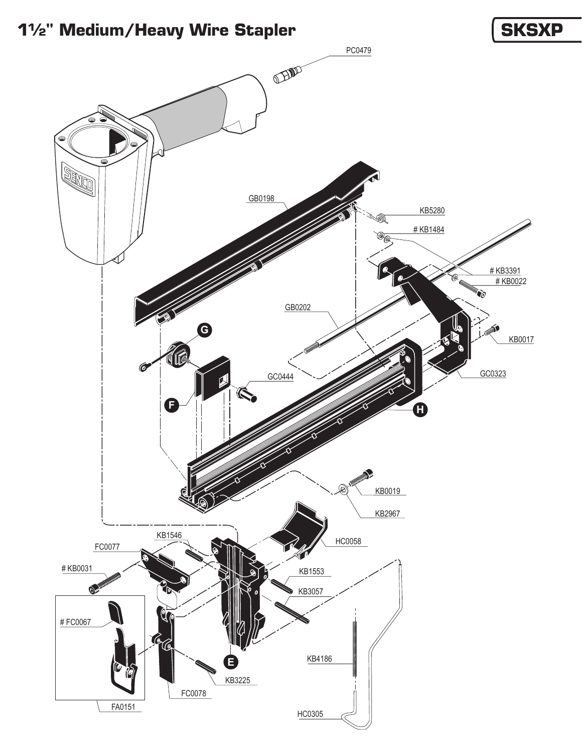# 1½" Medium/Heavy Wire Stapler

**SKSXP**

PC0479

GB0198

KB5280

# KB1484

# KB3391

# KB0022

GB0202

KB0017

G

GC0444

GC0323

F

H

KB0019

KB2967

KB1546

HC0058

FC0077

# KB0031

KB1553

KB3057

# FC0067

E

KB4186

KB3225

FC0078

FA0151

HC0305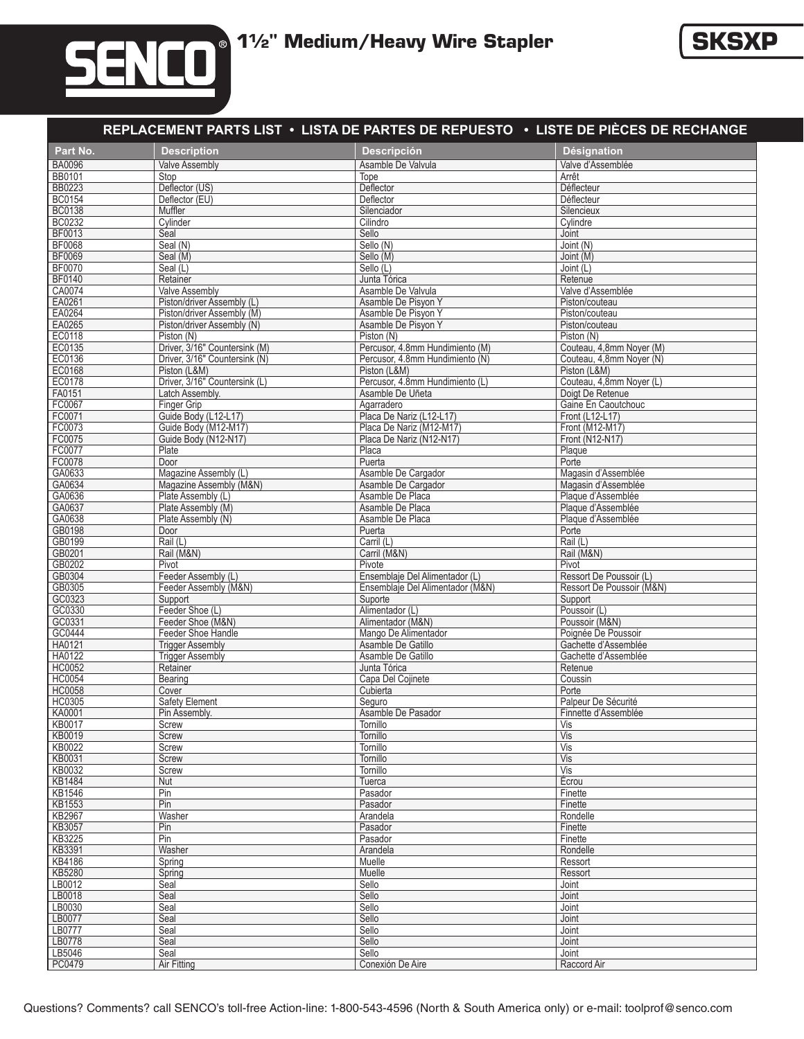# SENCO® 1½" Medium/Heavy Wire Stapler

**SKSXP**

## REPLACEMENT PARTS LIST • LISTA DE PARTES DE REPUESTO • LISTE DE PIÈCES DE RECHANGE

| Part No. | Description | Descripción | Désignation |
|---|---|---|---|
| BA0096 | Valve Assembly | Asamble De Valvula | Valve d'Assemblée |
| BB0101 | Stop | Tope | Arrêt |
| BB0223 | Deflector (US) | Deflector | Déflecteur |
| BC0154 | Deflector (EU) | Deflector | Déflecteur |
| BC0138 | Muffler | Silenciador | Silencieux |
| BC0232 | Cylinder | Cilindro | Cylindre |
| BF0013 | Seal | Sello | Joint |
| BF0068 | Seal (N) | Sello (N) | Joint (N) |
| BF0069 | Seal (M) | Sello (M) | Joint (M) |
| BF0070 | Seal (L) | Sello (L) | Joint (L) |
| BF0140 | Retainer | Junta Tórica | Retenue |
| CA0074 | Valve Assembly | Asamble De Valvula | Valve d'Assemblée |
| EA0261 | Piston/driver Assembly (L) | Asamble De Pisyon Y | Piston/couteau |
| EA0264 | Piston/driver Assembly (M) | Asamble De Pisyon Y | Piston/couteau |
| EA0265 | Piston/driver Assembly (N) | Asamble De Pisyon Y | Piston/couteau |
| EC0118 | Piston (N) | Piston (N) | Piston (N) |
| EC0135 | Driver, 3/16" Countersink (M) | Percusor, 4.8mm Hundimiento (M) | Couteau, 4,8mm Noyer (M) |
| EC0136 | Driver, 3/16" Countersink (N) | Percusor, 4.8mm Hundimiento (N) | Couteau, 4,8mm Noyer (N) |
| EC0168 | Piston (L&M) | Piston (L&M) | Piston (L&M) |
| EC0178 | Driver, 3/16" Countersink (L) | Percusor, 4.8mm Hundimiento (L) | Couteau, 4,8mm Noyer (L) |
| FA0151 | Latch Assembly. | Asamble De Uñeta | Doigt De Retenue |
| FC0067 | Finger Grip | Agarradero | Gaine En Caoutchouc |
| FC0071 | Guide Body (L12-L17) | Placa De Nariz (L12-L17) | Front (L12-L17) |
| FC0073 | Guide Body (M12-M17) | Placa De Nariz (M12-M17) | Front (M12-M17) |
| FC0075 | Guide Body (N12-N17) | Placa De Nariz (N12-N17) | Front (N12-N17) |
| FC0077 | Plate | Placa | Plaque |
| FC0078 | Door | Puerta | Porte |
| GA0633 | Magazine Assembly (L) | Asamble De Cargador | Magasin d'Assemblée |
| GA0634 | Magazine Assembly (M&N) | Asamble De Cargador | Magasin d'Assemblée |
| GA0636 | Plate Assembly (L) | Asamble De Placa | Plaque d'Assemblée |
| GA0637 | Plate Assembly (M) | Asamble De Placa | Plaque d'Assemblée |
| GA0638 | Plate Assembly (N) | Asamble De Placa | Plaque d'Assemblée |
| GB0198 | Door | Puerta | Porte |
| GB0199 | Rail (L) | Carril (L) | Rail (L) |
| GB0201 | Rail (M&N) | Carril (M&N) | Rail (M&N) |
| GB0202 | Pivot | Pivote | Pivot |
| GB0304 | Feeder Assembly (L) | Ensemblaje Del Alimentador (L) | Ressort De Poussoir (L) |
| GB0305 | Feeder Assembly (M&N) | Ensemblaje Del Alimentador (M&N) | Ressort De Poussoir (M&N) |
| GC0323 | Support | Suporte | Support |
| GC0330 | Feeder Shoe (L) | Alimentador (L) | Poussoir (L) |
| GC0331 | Feeder Shoe (M&N) | Alimentador (M&N) | Poussoir (M&N) |
| GC0444 | Feeder Shoe Handle | Mango De Alimentador | Poignée De Poussoir |
| HA0121 | Trigger Assembly | Asamble De Gatillo | Gachette d'Assemblée |
| HA0122 | Trigger Assembly | Asamble De Gatillo | Gachette d'Assemblée |
| HC0052 | Retainer | Junta Tórica | Retenue |
| HC0054 | Bearing | Capa Del Cojinete | Coussin |
| HC0058 | Cover | Cubierta | Porte |
| HC0305 | Safety Element | Seguro | Palpeur De Sécurité |
| KA0001 | Pin Assembly. | Asamble De Pasador | Finnette d'Assemblée |
| KB0017 | Screw | Tornillo | Vis |
| KB0019 | Screw | Tornillo | Vis |
| KB0022 | Screw | Tornillo | Vis |
| KB0031 | Screw | Tornillo | Vis |
| KB0032 | Screw | Tornillo | Vis |
| KB1484 | Nut | Tuerca | Ecrou |
| KB1546 | Pin | Pasador | Finette |
| KB1553 | Pin | Pasador | Finette |
| KB2967 | Washer | Arandela | Rondelle |
| KB3057 | Pin | Pasador | Finette |
| KB3225 | Pin | Pasador | Finette |
| KB3391 | Washer | Arandela | Rondelle |
| KB4186 | Spring | Muelle | Ressort |
| KB5280 | Spring | Muelle | Ressort |
| LB0012 | Seal | Sello | Joint |
| LB0018 | Seal | Sello | Joint |
| LB0030 | Seal | Sello | Joint |
| LB0077 | Seal | Sello | Joint |
| LB0777 | Seal | Sello | Joint |
| LB0778 | Seal | Sello | Joint |
| LB5046 | Seal | Sello | Joint |
| PC0479 | Air Fitting | Conexión De Aire | Raccord Air |

Questions? Comments? call SENCO's toll-free Action-line: 1-800-543-4596 (North & South America only) or e-mail: toolprof@senco.com